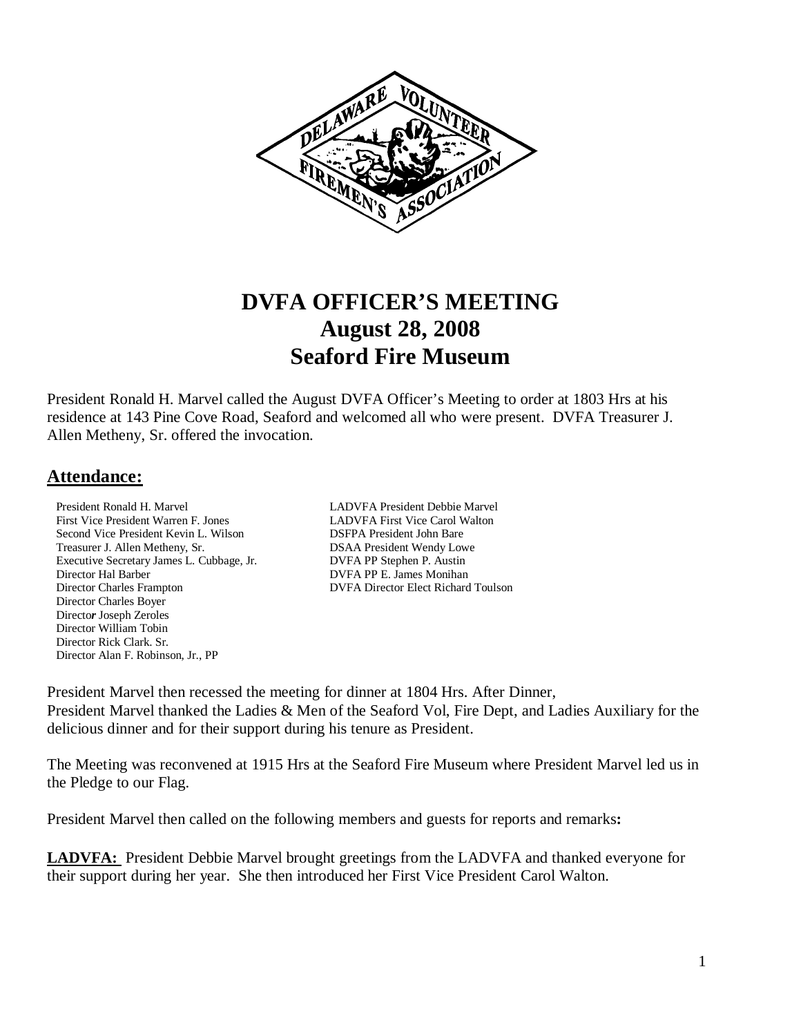# DVFA OFFICER'S MEETING
# August 28, 2008
# Seaford Fire Museum

President Ronald H. Marvel called the August DVFA Officer's Meeting to order at 1803 Hrs at his residence at 143 Pine Cove Road, Seaford and welcomed all who were present. DVFA Treasurer J. Allen Metheny, Sr. offered the invocation.

## Attendance:

President Ronald H. Marvel
First Vice President Warren F. Jones
Second Vice President Kevin L. Wilson
Treasurer J. Allen Metheny, Sr.
Executive Secretary James L. Cubbage, Jr.
Director Hal Barber
Director Charles Frampton
Director Charles Boyer
Director Joseph Zeroles
Director William Tobin
Director Rick Clark. Sr.
Director Alan F. Robinson, Jr., PP

LADVFA President Debbie Marvel
LADVFA First Vice Carol Walton
DSFPA President John Bare
DSAA President Wendy Lowe
DVFA PP Stephen P. Austin
DVFA PP E. James Monihan
DVFA Director Elect Richard Toulson

President Marvel then recessed the meeting for dinner at 1804 Hrs. After Dinner,
President Marvel thanked the Ladies & Men of the Seaford Vol, Fire Dept, and Ladies Auxiliary for the delicious dinner and for their support during his tenure as President.

The Meeting was reconvened at 1915 Hrs at the Seaford Fire Museum where President Marvel led us in the Pledge to our Flag.

President Marvel then called on the following members and guests for reports and remarks**:**

**LADVFA:** President Debbie Marvel brought greetings from the LADVFA and thanked everyone for their support during her year. She then introduced her First Vice President Carol Walton.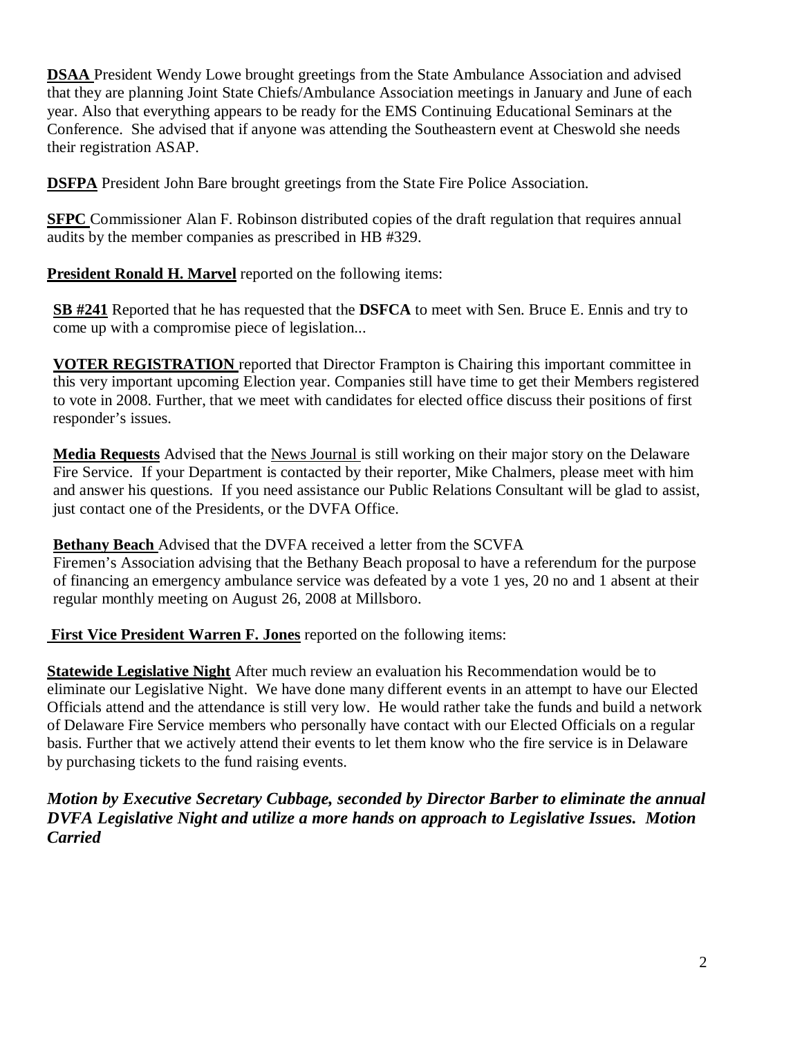**DSAA** President Wendy Lowe brought greetings from the State Ambulance Association and advised that they are planning Joint State Chiefs/Ambulance Association meetings in January and June of each year. Also that everything appears to be ready for the EMS Continuing Educational Seminars at the Conference. She advised that if anyone was attending the Southeastern event at Cheswold she needs their registration ASAP.

**DSFPA** President John Bare brought greetings from the State Fire Police Association.

**SFPC** Commissioner Alan F. Robinson distributed copies of the draft regulation that requires annual audits by the member companies as prescribed in HB #329.

**President Ronald H. Marvel** reported on the following items:

**SB #241** Reported that he has requested that the **DSFCA** to meet with Sen. Bruce E. Ennis and try to come up with a compromise piece of legislation...

**VOTER REGISTRATION** reported that Director Frampton is Chairing this important committee in this very important upcoming Election year. Companies still have time to get their Members registered to vote in 2008. Further, that we meet with candidates for elected office discuss their positions of first responder's issues.

**Media Requests** Advised that the News Journal is still working on their major story on the Delaware Fire Service. If your Department is contacted by their reporter, Mike Chalmers, please meet with him and answer his questions. If you need assistance our Public Relations Consultant will be glad to assist, just contact one of the Presidents, or the DVFA Office.

**Bethany Beach** Advised that the DVFA received a letter from the SCVFA Firemen's Association advising that the Bethany Beach proposal to have a referendum for the purpose of financing an emergency ambulance service was defeated by a vote 1 yes, 20 no and 1 absent at their regular monthly meeting on August 26, 2008 at Millsboro.

**First Vice President Warren F. Jones** reported on the following items:

**Statewide Legislative Night** After much review an evaluation his Recommendation would be to eliminate our Legislative Night. We have done many different events in an attempt to have our Elected Officials attend and the attendance is still very low. He would rather take the funds and build a network of Delaware Fire Service members who personally have contact with our Elected Officials on a regular basis. Further that we actively attend their events to let them know who the fire service is in Delaware by purchasing tickets to the fund raising events.

***Motion by Executive Secretary Cubbage, seconded by Director Barber to eliminate the annual DVFA Legislative Night and utilize a more hands on approach to Legislative Issues. Motion Carried***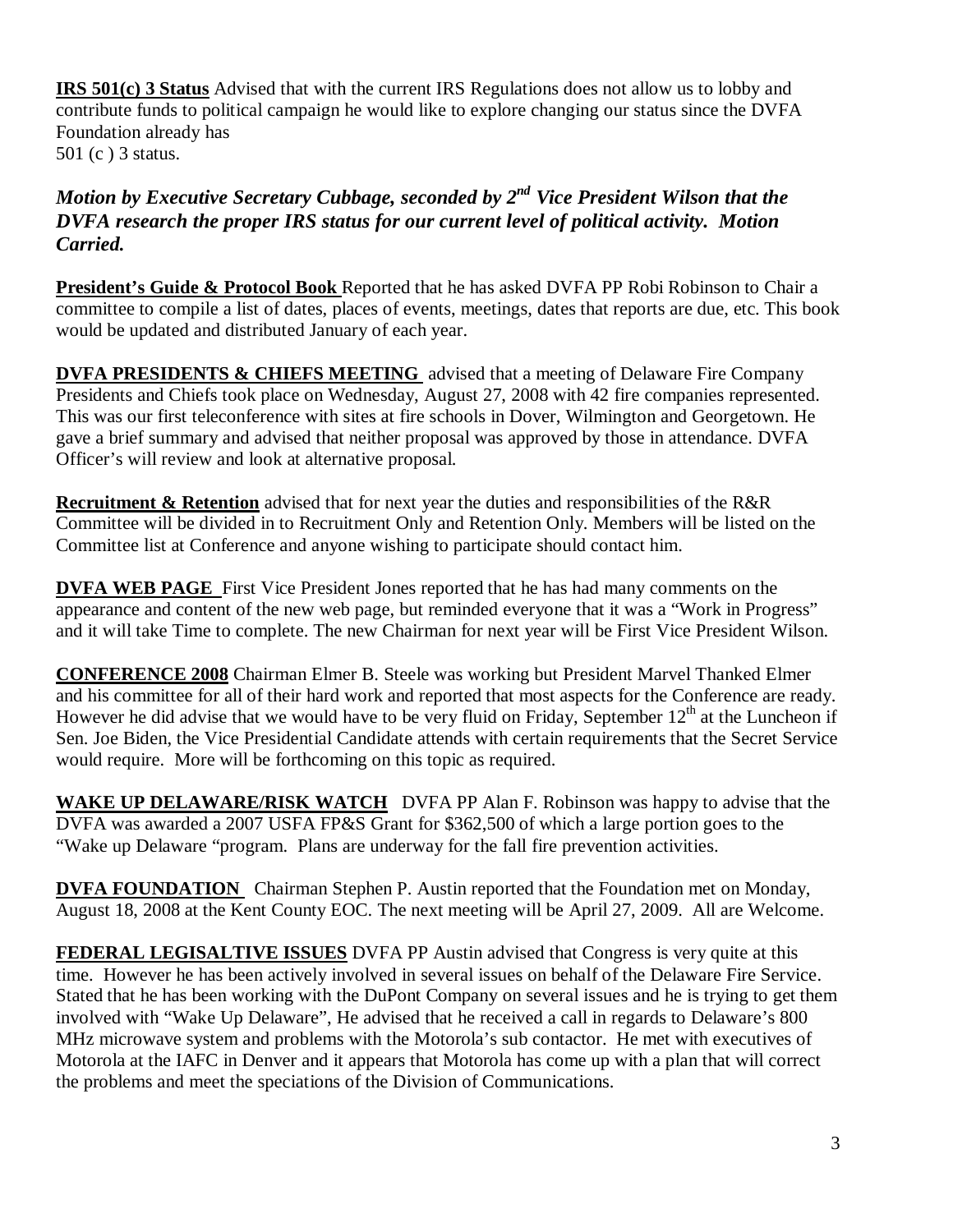**IRS 501(c) 3 Status** Advised that with the current IRS Regulations does not allow us to lobby and contribute funds to political campaign he would like to explore changing our status since the DVFA Foundation already has
501 (c ) 3 status.

***Motion by Executive Secretary Cubbage, seconded by 2nd Vice President Wilson that the DVFA research the proper IRS status for our current level of political activity. Motion Carried.***

**President's Guide & Protocol Book** Reported that he has asked DVFA PP Robi Robinson to Chair a committee to compile a list of dates, places of events, meetings, dates that reports are due, etc. This book would be updated and distributed January of each year.

**DVFA PRESIDENTS & CHIEFS MEETING** advised that a meeting of Delaware Fire Company Presidents and Chiefs took place on Wednesday, August 27, 2008 with 42 fire companies represented. This was our first teleconference with sites at fire schools in Dover, Wilmington and Georgetown. He gave a brief summary and advised that neither proposal was approved by those in attendance. DVFA Officer's will review and look at alternative proposal.

**Recruitment & Retention** advised that for next year the duties and responsibilities of the R&R Committee will be divided in to Recruitment Only and Retention Only. Members will be listed on the Committee list at Conference and anyone wishing to participate should contact him.

**DVFA WEB PAGE** First Vice President Jones reported that he has had many comments on the appearance and content of the new web page, but reminded everyone that it was a "Work in Progress" and it will take Time to complete. The new Chairman for next year will be First Vice President Wilson.

**CONFERENCE 2008** Chairman Elmer B. Steele was working but President Marvel Thanked Elmer and his committee for all of their hard work and reported that most aspects for the Conference are ready. However he did advise that we would have to be very fluid on Friday, September 12th at the Luncheon if Sen. Joe Biden, the Vice Presidential Candidate attends with certain requirements that the Secret Service would require. More will be forthcoming on this topic as required.

**WAKE UP DELAWARE/RISK WATCH** DVFA PP Alan F. Robinson was happy to advise that the DVFA was awarded a 2007 USFA FP&S Grant for $362,500 of which a large portion goes to the "Wake up Delaware "program. Plans are underway for the fall fire prevention activities.

**DVFA FOUNDATION** Chairman Stephen P. Austin reported that the Foundation met on Monday, August 18, 2008 at the Kent County EOC. The next meeting will be April 27, 2009. All are Welcome.

**FEDERAL LEGISALTIVE ISSUES** DVFA PP Austin advised that Congress is very quite at this time. However he has been actively involved in several issues on behalf of the Delaware Fire Service. Stated that he has been working with the DuPont Company on several issues and he is trying to get them involved with "Wake Up Delaware", He advised that he received a call in regards to Delaware's 800 MHz microwave system and problems with the Motorola's sub contactor. He met with executives of Motorola at the IAFC in Denver and it appears that Motorola has come up with a plan that will correct the problems and meet the speciations of the Division of Communications.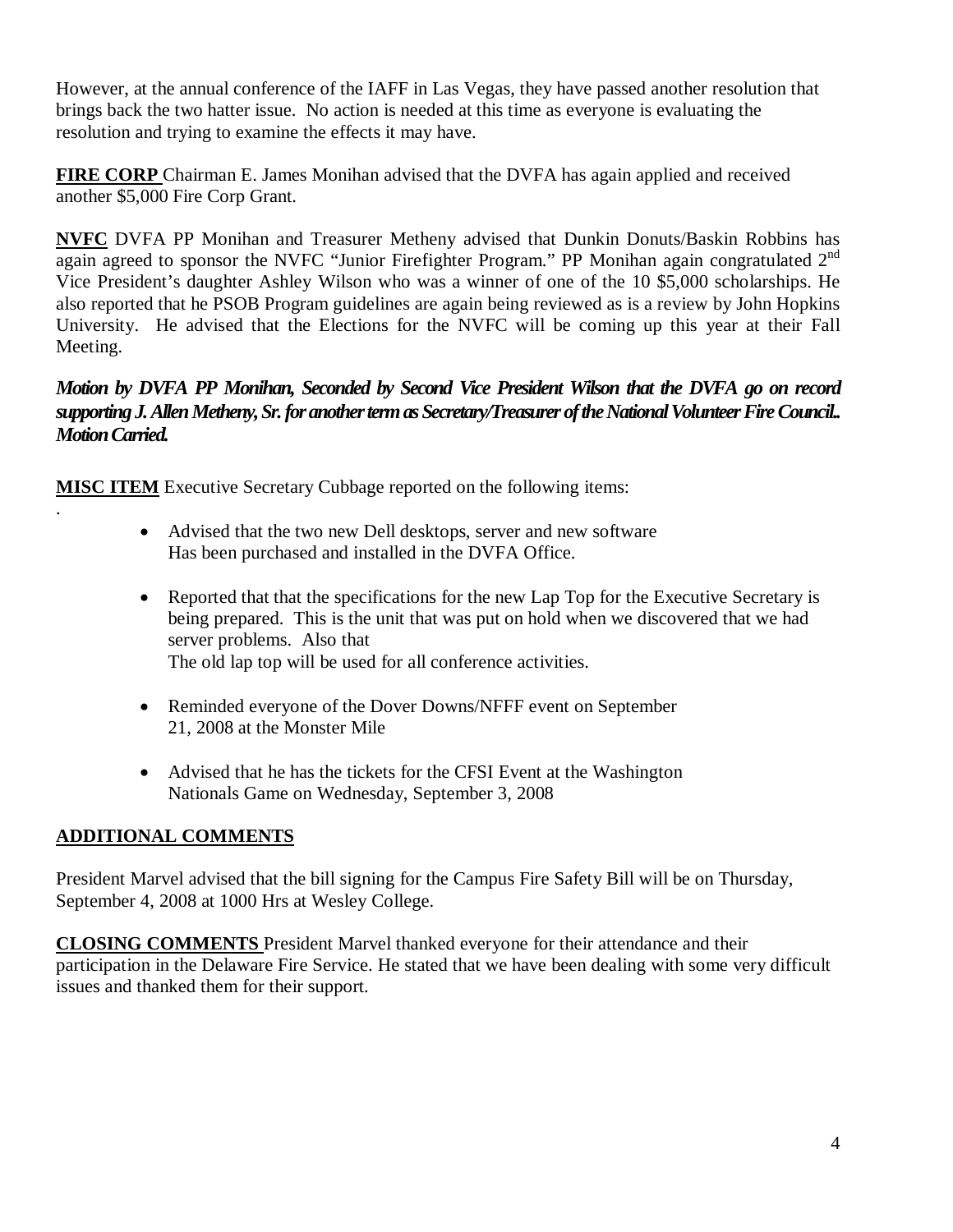However, at the annual conference of the IAFF in Las Vegas, they have passed another resolution that brings back the two hatter issue. No action is needed at this time as everyone is evaluating the resolution and trying to examine the effects it may have.

**FIRE CORP** Chairman E. James Monihan advised that the DVFA has again applied and received another $5,000 Fire Corp Grant.

**NVFC** DVFA PP Monihan and Treasurer Metheny advised that Dunkin Donuts/Baskin Robbins has again agreed to sponsor the NVFC "Junior Firefighter Program." PP Monihan again congratulated 2nd Vice President's daughter Ashley Wilson who was a winner of one of the 10 $5,000 scholarships. He also reported that he PSOB Program guidelines are again being reviewed as is a review by John Hopkins University. He advised that the Elections for the NVFC will be coming up this year at their Fall Meeting.

***Motion by DVFA PP Monihan, Seconded by Second Vice President Wilson that the DVFA go on record supporting J. Allen Metheny, Sr. for another term as Secretary/Treasurer of the National Volunteer Fire Council.. Motion Carried.***

**MISC ITEM** Executive Secretary Cubbage reported on the following items:

.

- Advised that the two new Dell desktops, server and new software Has been purchased and installed in the DVFA Office.
- Reported that that the specifications for the new Lap Top for the Executive Secretary is being prepared. This is the unit that was put on hold when we discovered that we had server problems. Also that The old lap top will be used for all conference activities.
- Reminded everyone of the Dover Downs/NFFF event on September 21, 2008 at the Monster Mile
- Advised that he has the tickets for the CFSI Event at the Washington Nationals Game on Wednesday, September 3, 2008

**ADDITIONAL COMMENTS**

President Marvel advised that the bill signing for the Campus Fire Safety Bill will be on Thursday, September 4, 2008 at 1000 Hrs at Wesley College.

**CLOSING COMMENTS** President Marvel thanked everyone for their attendance and their participation in the Delaware Fire Service. He stated that we have been dealing with some very difficult issues and thanked them for their support.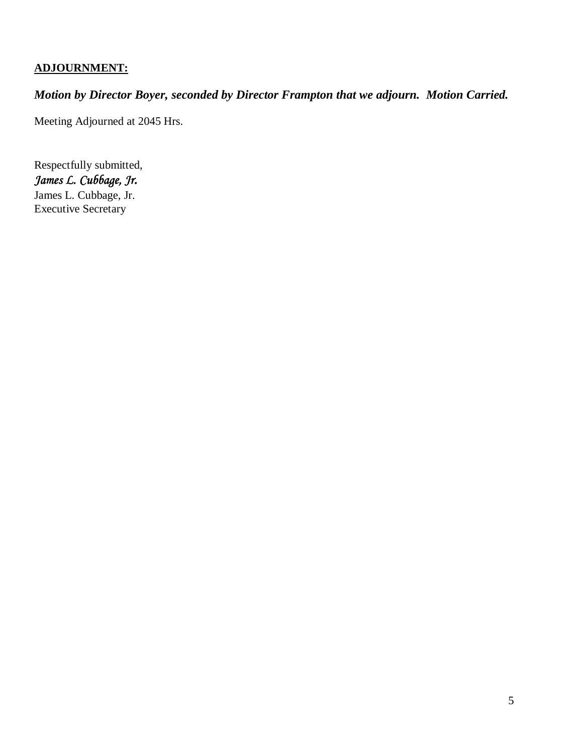**ADJOURNMENT:**

***Motion by Director Boyer, seconded by Director Frampton that we adjourn. Motion Carried.***

Meeting Adjourned at 2045 Hrs.

Respectfully submitted,
*James L. Cubbage, Jr.*
James L. Cubbage, Jr.
Executive Secretary